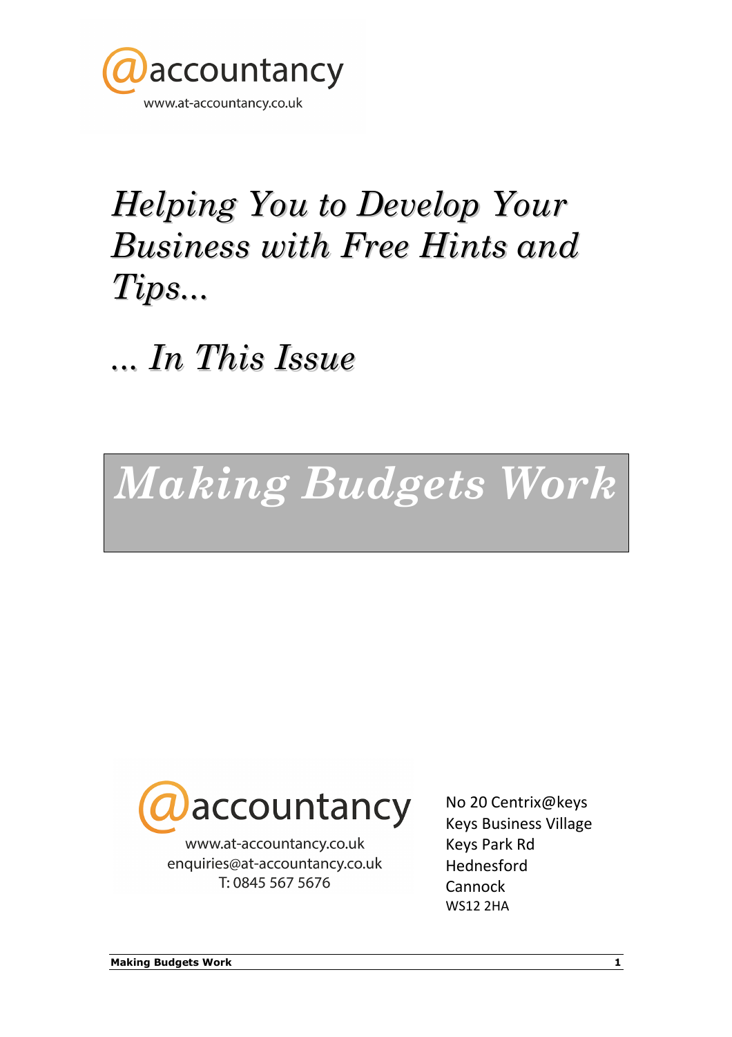@accountancy
www.at-accountancy.co.uk

# *Helping You to Develop Your Business with Free Hints and Tips...*

## *... In This Issue*

# *Making Budgets Work*

@accountancy
www.at-accountancy.co.uk
enquiries@at-accountancy.co.uk
T: 0845 567 5676

No 20 Centrix@keys
Keys Business Village
Keys Park Rd
Hednesford
Cannock
WS12 2HA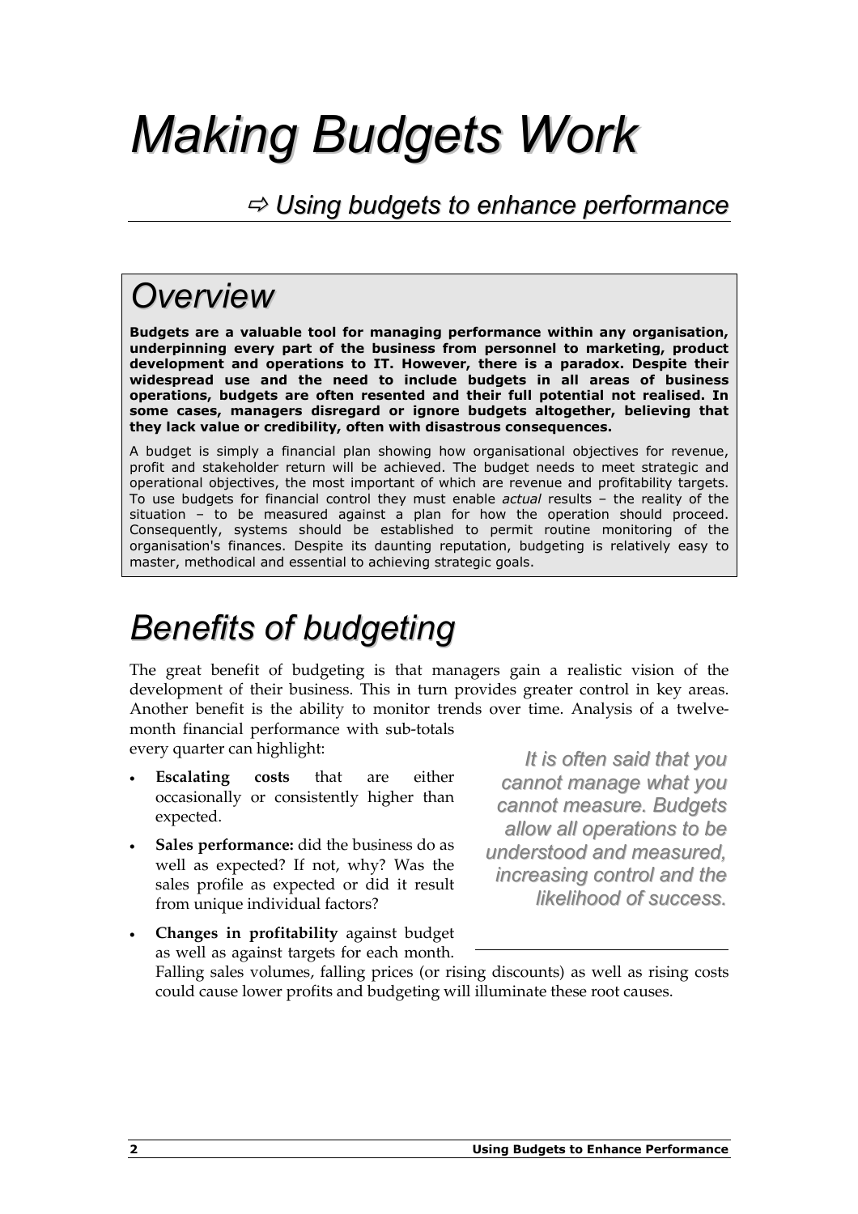# Making Budgets Work

## ⇨ Using budgets to enhance performance

## Overview

**Budgets are a valuable tool for managing performance within any organisation, underpinning every part of the business from personnel to marketing, product development and operations to IT. However, there is a paradox. Despite their widespread use and the need to include budgets in all areas of business operations, budgets are often resented and their full potential not realised. In some cases, managers disregard or ignore budgets altogether, believing that they lack value or credibility, often with disastrous consequences.**

A budget is simply a financial plan showing how organisational objectives for revenue, profit and stakeholder return will be achieved. The budget needs to meet strategic and operational objectives, the most important of which are revenue and profitability targets. To use budgets for financial control they must enable *actual* results – the reality of the situation – to be measured against a plan for how the operation should proceed. Consequently, systems should be established to permit routine monitoring of the organisation's finances. Despite its daunting reputation, budgeting is relatively easy to master, methodical and essential to achieving strategic goals.

## Benefits of budgeting

The great benefit of budgeting is that managers gain a realistic vision of the development of their business. This in turn provides greater control in key areas. Another benefit is the ability to monitor trends over time. Analysis of a twelve-month financial performance with sub-totals every quarter can highlight:

- **Escalating costs** that are either occasionally or consistently higher than expected.
- **Sales performance:** did the business do as well as expected? If not, why? Was the sales profile as expected or did it result from unique individual factors?
- **Changes in profitability** against budget as well as against targets for each month. Falling sales volumes, falling prices (or rising discounts) as well as rising costs could cause lower profits and budgeting will illuminate these root causes.

*It is often said that you cannot manage what you cannot measure. Budgets allow all operations to be understood and measured, increasing control and the likelihood of success.*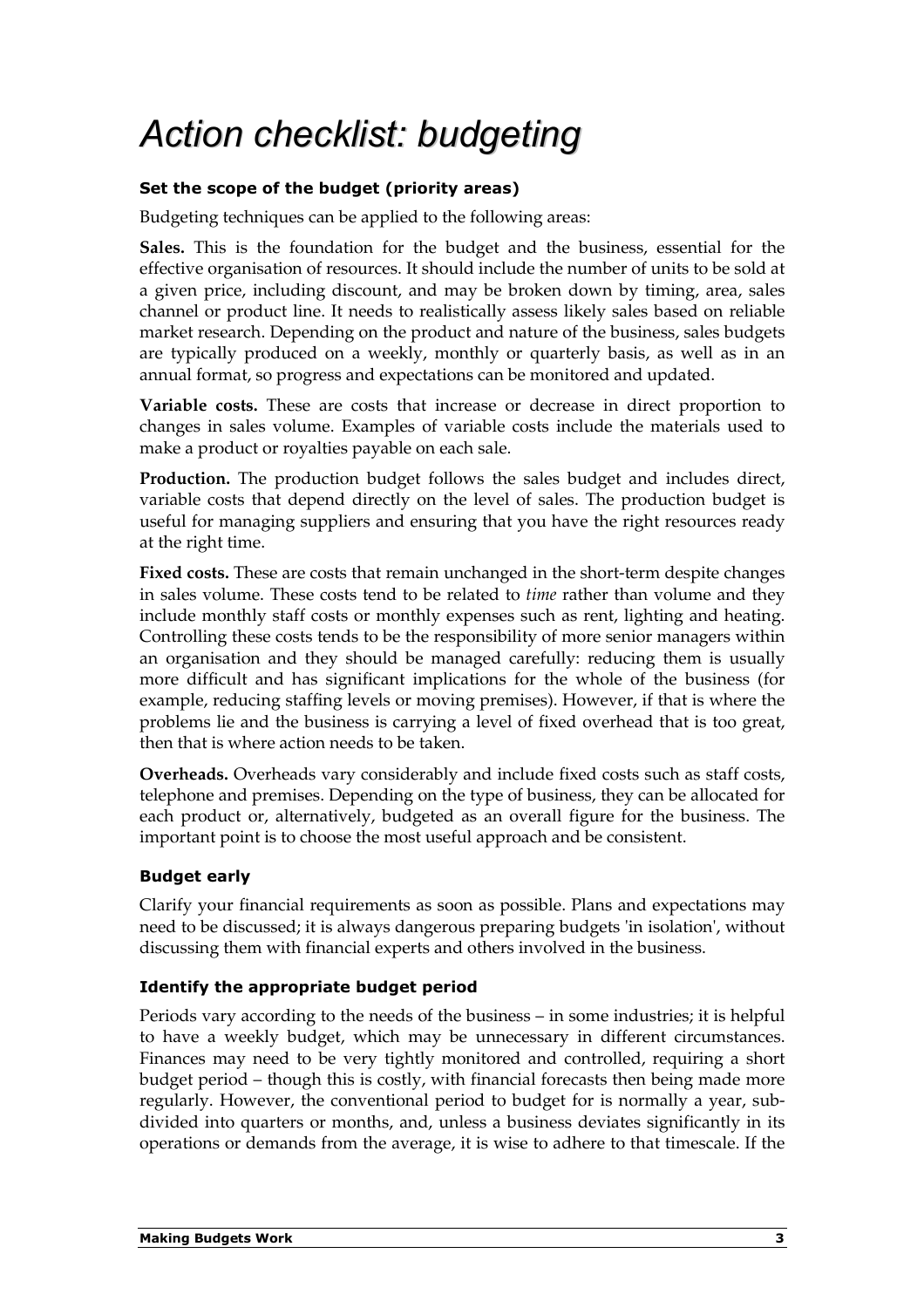# Action checklist: budgeting

### Set the scope of the budget (priority areas)

Budgeting techniques can be applied to the following areas:

**Sales.** This is the foundation for the budget and the business, essential for the effective organisation of resources. It should include the number of units to be sold at a given price, including discount, and may be broken down by timing, area, sales channel or product line. It needs to realistically assess likely sales based on reliable market research. Depending on the product and nature of the business, sales budgets are typically produced on a weekly, monthly or quarterly basis, as well as in an annual format, so progress and expectations can be monitored and updated.

**Variable costs.** These are costs that increase or decrease in direct proportion to changes in sales volume. Examples of variable costs include the materials used to make a product or royalties payable on each sale.

**Production.** The production budget follows the sales budget and includes direct, variable costs that depend directly on the level of sales. The production budget is useful for managing suppliers and ensuring that you have the right resources ready at the right time.

**Fixed costs.** These are costs that remain unchanged in the short-term despite changes in sales volume. These costs tend to be related to *time* rather than volume and they include monthly staff costs or monthly expenses such as rent, lighting and heating. Controlling these costs tends to be the responsibility of more senior managers within an organisation and they should be managed carefully: reducing them is usually more difficult and has significant implications for the whole of the business (for example, reducing staffing levels or moving premises). However, if that is where the problems lie and the business is carrying a level of fixed overhead that is too great, then that is where action needs to be taken.

**Overheads.** Overheads vary considerably and include fixed costs such as staff costs, telephone and premises. Depending on the type of business, they can be allocated for each product or, alternatively, budgeted as an overall figure for the business. The important point is to choose the most useful approach and be consistent.

### Budget early

Clarify your financial requirements as soon as possible. Plans and expectations may need to be discussed; it is always dangerous preparing budgets 'in isolation', without discussing them with financial experts and others involved in the business.

### Identify the appropriate budget period

Periods vary according to the needs of the business – in some industries; it is helpful to have a weekly budget, which may be unnecessary in different circumstances. Finances may need to be very tightly monitored and controlled, requiring a short budget period – though this is costly, with financial forecasts then being made more regularly. However, the conventional period to budget for is normally a year, sub-divided into quarters or months, and, unless a business deviates significantly in its operations or demands from the average, it is wise to adhere to that timescale. If the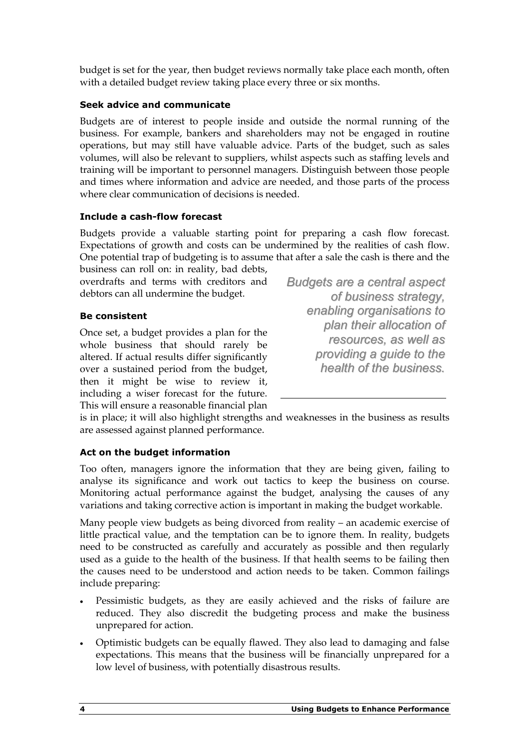budget is set for the year, then budget reviews normally take place each month, often with a detailed budget review taking place every three or six months.

#### Seek advice and communicate

Budgets are of interest to people inside and outside the normal running of the business. For example, bankers and shareholders may not be engaged in routine operations, but may still have valuable advice. Parts of the budget, such as sales volumes, will also be relevant to suppliers, whilst aspects such as staffing levels and training will be important to personnel managers. Distinguish between those people and times where information and advice are needed, and those parts of the process where clear communication of decisions is needed.

#### Include a cash-flow forecast

Budgets provide a valuable starting point for preparing a cash flow forecast. Expectations of growth and costs can be undermined by the realities of cash flow. One potential trap of budgeting is to assume that after a sale the cash is there and the business can roll on: in reality, bad debts, overdrafts and terms with creditors and debtors can all undermine the budget.

#### Be consistent

Once set, a budget provides a plan for the whole business that should rarely be altered. If actual results differ significantly over a sustained period from the budget, then it might be wise to review it, including a wiser forecast for the future. This will ensure a reasonable financial plan is in place; it will also highlight strengths and weaknesses in the business as results are assessed against planned performance.

> *Budgets are a central aspect of business strategy, enabling organisations to plan their allocation of resources, as well as providing a guide to the health of the business.*

#### Act on the budget information

Too often, managers ignore the information that they are being given, failing to analyse its significance and work out tactics to keep the business on course. Monitoring actual performance against the budget, analysing the causes of any variations and taking corrective action is important in making the budget workable.

Many people view budgets as being divorced from reality – an academic exercise of little practical value, and the temptation can be to ignore them. In reality, budgets need to be constructed as carefully and accurately as possible and then regularly used as a guide to the health of the business. If that health seems to be failing then the causes need to be understood and action needs to be taken. Common failings include preparing:

- Pessimistic budgets, as they are easily achieved and the risks of failure are reduced. They also discredit the budgeting process and make the business unprepared for action.
- Optimistic budgets can be equally flawed. They also lead to damaging and false expectations. This means that the business will be financially unprepared for a low level of business, with potentially disastrous results.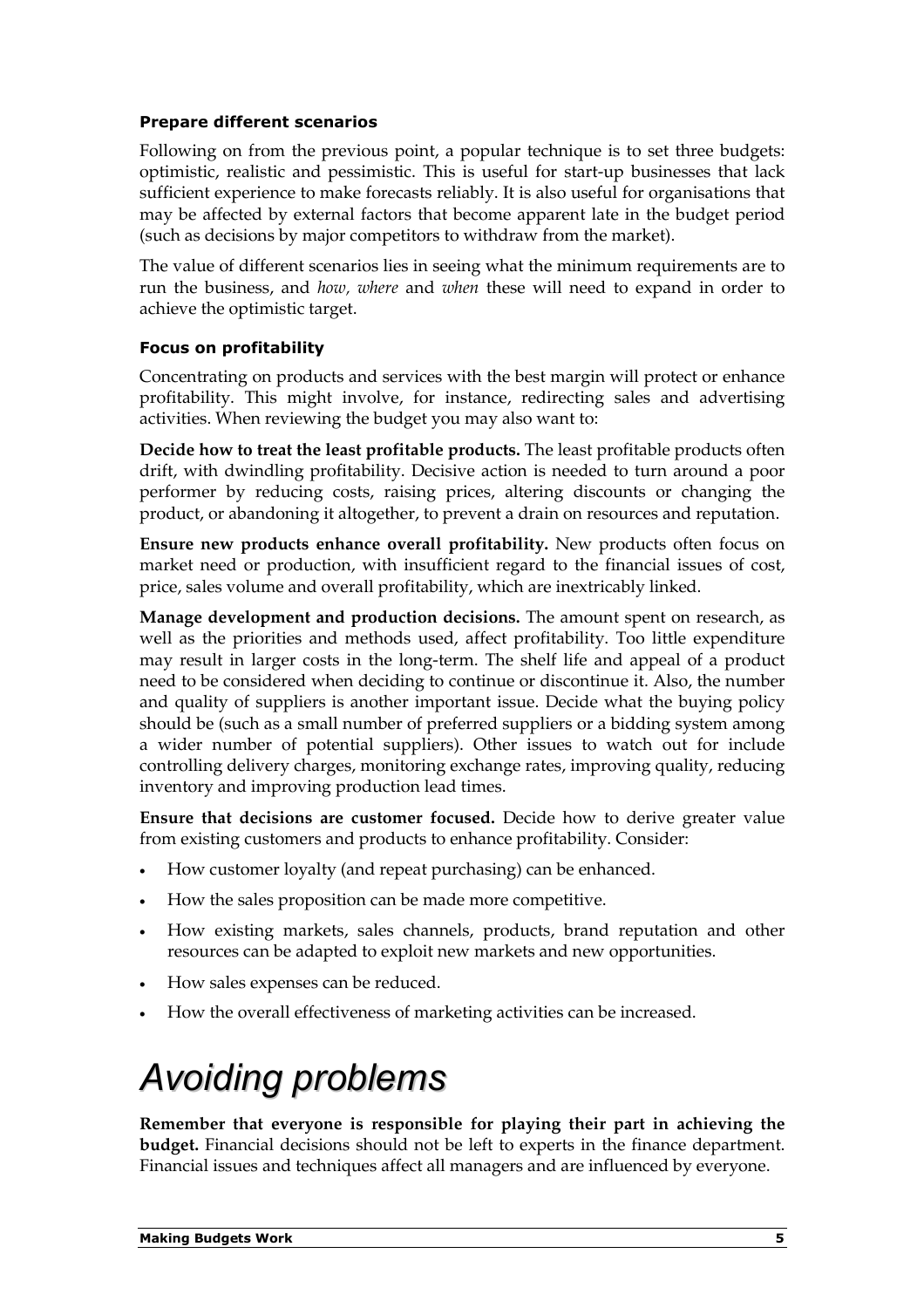### Prepare different scenarios

Following on from the previous point, a popular technique is to set three budgets: optimistic, realistic and pessimistic. This is useful for start-up businesses that lack sufficient experience to make forecasts reliably. It is also useful for organisations that may be affected by external factors that become apparent late in the budget period (such as decisions by major competitors to withdraw from the market).

The value of different scenarios lies in seeing what the minimum requirements are to run the business, and *how, where* and *when* these will need to expand in order to achieve the optimistic target.

### Focus on profitability

Concentrating on products and services with the best margin will protect or enhance profitability. This might involve, for instance, redirecting sales and advertising activities. When reviewing the budget you may also want to:

**Decide how to treat the least profitable products.** The least profitable products often drift, with dwindling profitability. Decisive action is needed to turn around a poor performer by reducing costs, raising prices, altering discounts or changing the product, or abandoning it altogether, to prevent a drain on resources and reputation.

**Ensure new products enhance overall profitability.** New products often focus on market need or production, with insufficient regard to the financial issues of cost, price, sales volume and overall profitability, which are inextricably linked.

**Manage development and production decisions.** The amount spent on research, as well as the priorities and methods used, affect profitability. Too little expenditure may result in larger costs in the long-term. The shelf life and appeal of a product need to be considered when deciding to continue or discontinue it. Also, the number and quality of suppliers is another important issue. Decide what the buying policy should be (such as a small number of preferred suppliers or a bidding system among a wider number of potential suppliers). Other issues to watch out for include controlling delivery charges, monitoring exchange rates, improving quality, reducing inventory and improving production lead times.

**Ensure that decisions are customer focused.** Decide how to derive greater value from existing customers and products to enhance profitability. Consider:

- How customer loyalty (and repeat purchasing) can be enhanced.
- How the sales proposition can be made more competitive.
- How existing markets, sales channels, products, brand reputation and other resources can be adapted to exploit new markets and new opportunities.
- How sales expenses can be reduced.
- How the overall effectiveness of marketing activities can be increased.

# *Avoiding problems*

**Remember that everyone is responsible for playing their part in achieving the budget.** Financial decisions should not be left to experts in the finance department. Financial issues and techniques affect all managers and are influenced by everyone.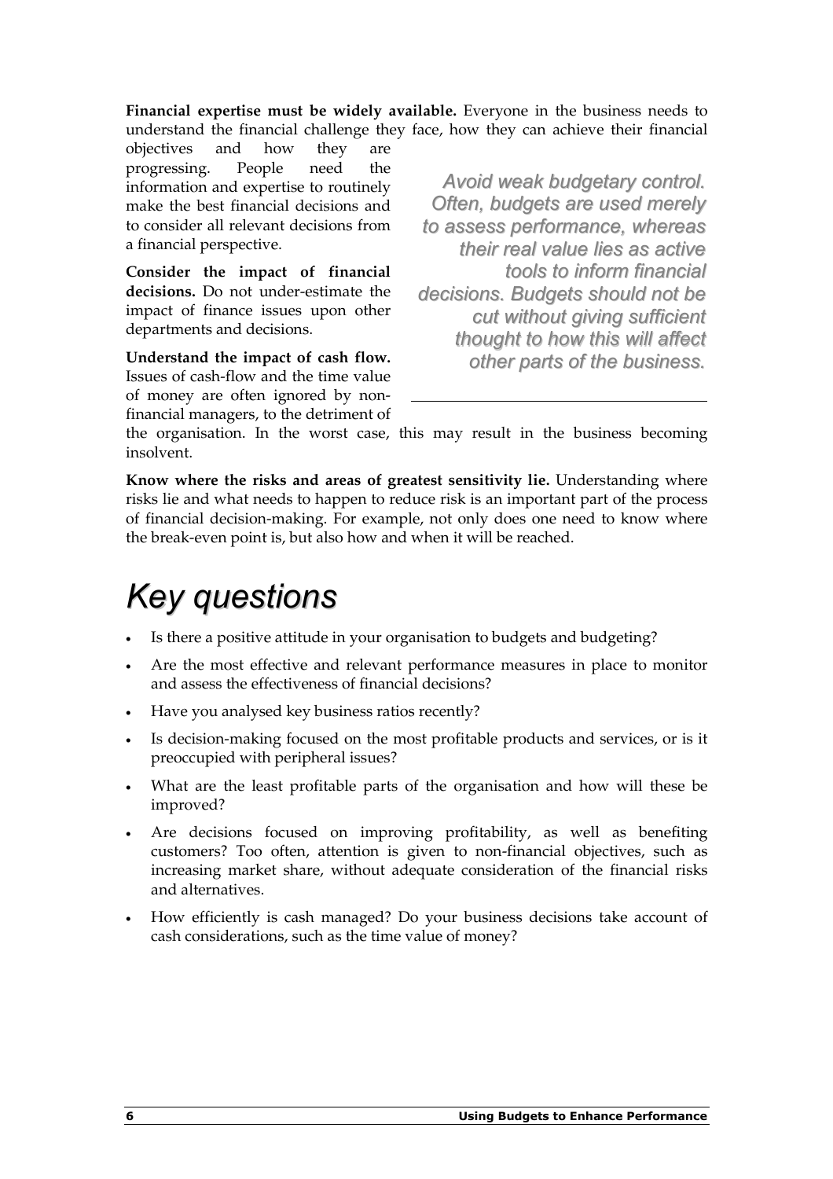**Financial expertise must be widely available.** Everyone in the business needs to understand the financial challenge they face, how they can achieve their financial objectives and how they are progressing. People need the information and expertise to routinely make the best financial decisions and to consider all relevant decisions from a financial perspective.

**Consider the impact of financial decisions.** Do not under-estimate the impact of finance issues upon other departments and decisions.

**Understand the impact of cash flow.** Issues of cash-flow and the time value of money are often ignored by non-financial managers, to the detriment of the organisation. In the worst case, this may result in the business becoming insolvent.

*Avoid weak budgetary control. Often, budgets are used merely to assess performance, whereas their real value lies as active tools to inform financial decisions. Budgets should not be cut without giving sufficient thought to how this will affect other parts of the business.*

**Know where the risks and areas of greatest sensitivity lie.** Understanding where risks lie and what needs to happen to reduce risk is an important part of the process of financial decision-making. For example, not only does one need to know where the break-even point is, but also how and when it will be reached.

# *Key questions*

- Is there a positive attitude in your organisation to budgets and budgeting?
- Are the most effective and relevant performance measures in place to monitor and assess the effectiveness of financial decisions?
- Have you analysed key business ratios recently?
- Is decision-making focused on the most profitable products and services, or is it preoccupied with peripheral issues?
- What are the least profitable parts of the organisation and how will these be improved?
- Are decisions focused on improving profitability, as well as benefiting customers? Too often, attention is given to non-financial objectives, such as increasing market share, without adequate consideration of the financial risks and alternatives.
- How efficiently is cash managed? Do your business decisions take account of cash considerations, such as the time value of money?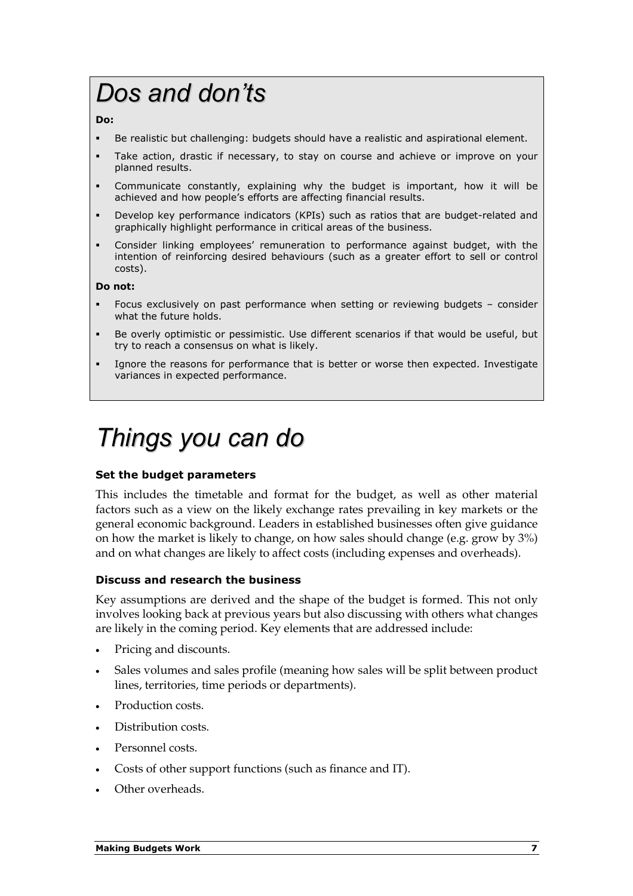# Dos and don'ts

**Do:**

- Be realistic but challenging: budgets should have a realistic and aspirational element.
- Take action, drastic if necessary, to stay on course and achieve or improve on your planned results.
- Communicate constantly, explaining why the budget is important, how it will be achieved and how people's efforts are affecting financial results.
- Develop key performance indicators (KPIs) such as ratios that are budget-related and graphically highlight performance in critical areas of the business.
- Consider linking employees' remuneration to performance against budget, with the intention of reinforcing desired behaviours (such as a greater effort to sell or control costs).

**Do not:**

- Focus exclusively on past performance when setting or reviewing budgets – consider what the future holds.
- Be overly optimistic or pessimistic. Use different scenarios if that would be useful, but try to reach a consensus on what is likely.
- Ignore the reasons for performance that is better or worse then expected. Investigate variances in expected performance.

# Things you can do

### Set the budget parameters

This includes the timetable and format for the budget, as well as other material factors such as a view on the likely exchange rates prevailing in key markets or the general economic background. Leaders in established businesses often give guidance on how the market is likely to change, on how sales should change (e.g. grow by 3%) and on what changes are likely to affect costs (including expenses and overheads).

### Discuss and research the business

Key assumptions are derived and the shape of the budget is formed. This not only involves looking back at previous years but also discussing with others what changes are likely in the coming period. Key elements that are addressed include:

- Pricing and discounts.
- Sales volumes and sales profile (meaning how sales will be split between product lines, territories, time periods or departments).
- Production costs.
- Distribution costs.
- Personnel costs.
- Costs of other support functions (such as finance and IT).
- Other overheads.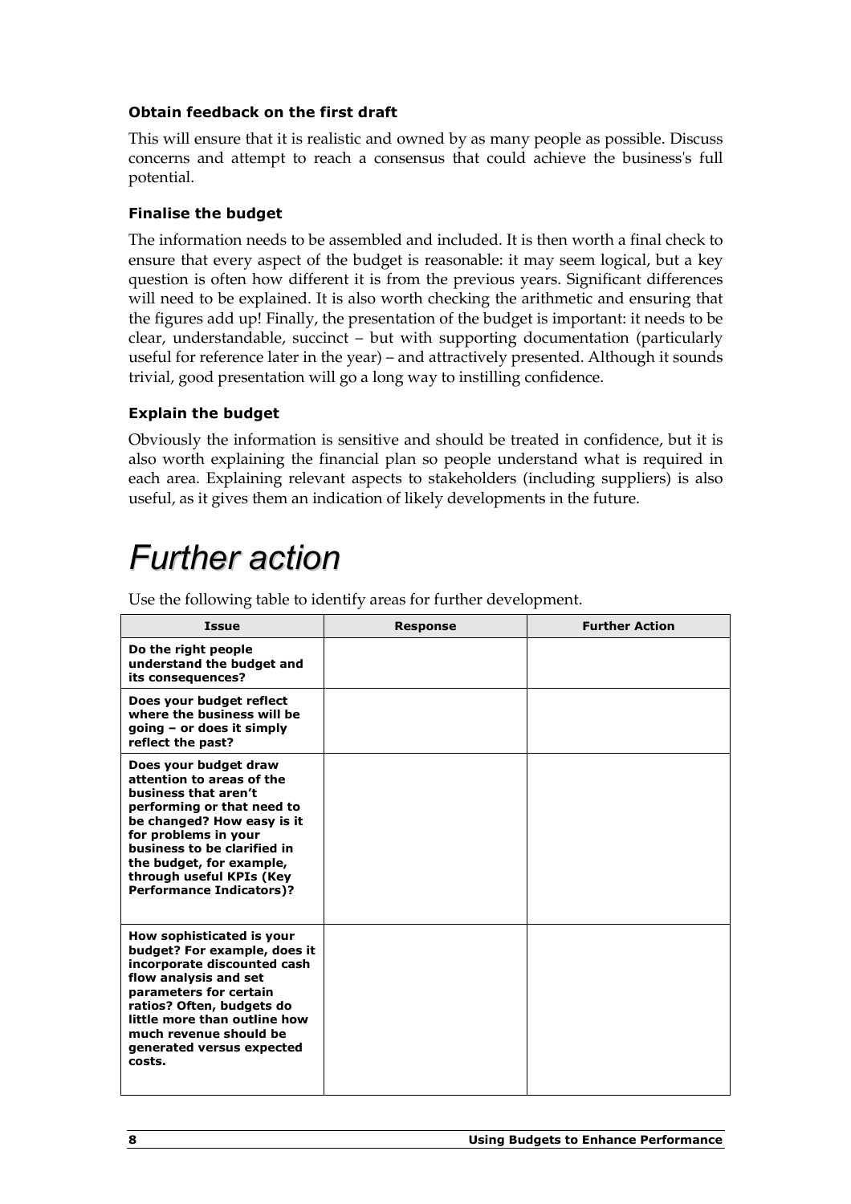### Obtain feedback on the first draft

This will ensure that it is realistic and owned by as many people as possible. Discuss concerns and attempt to reach a consensus that could achieve the business's full potential.

### Finalise the budget

The information needs to be assembled and included. It is then worth a final check to ensure that every aspect of the budget is reasonable: it may seem logical, but a key question is often how different it is from the previous years. Significant differences will need to be explained. It is also worth checking the arithmetic and ensuring that the figures add up! Finally, the presentation of the budget is important: it needs to be clear, understandable, succinct – but with supporting documentation (particularly useful for reference later in the year) – and attractively presented. Although it sounds trivial, good presentation will go a long way to instilling confidence.

### Explain the budget

Obviously the information is sensitive and should be treated in confidence, but it is also worth explaining the financial plan so people understand what is required in each area. Explaining relevant aspects to stakeholders (including suppliers) is also useful, as it gives them an indication of likely developments in the future.

# *Further action*

Use the following table to identify areas for further development.

| Issue | Response | Further Action |
|---|---|---|
| **Do the right people understand the budget and its consequences?** | | |
| **Does your budget reflect where the business will be going – or does it simply reflect the past?** | | |
| **Does your budget draw attention to areas of the business that aren't performing or that need to be changed? How easy is it for problems in your business to be clarified in the budget, for example, through useful KPIs (Key Performance Indicators)?** | | |
| **How sophisticated is your budget? For example, does it incorporate discounted cash flow analysis and set parameters for certain ratios? Often, budgets do little more than outline how much revenue should be generated versus expected costs.** | | |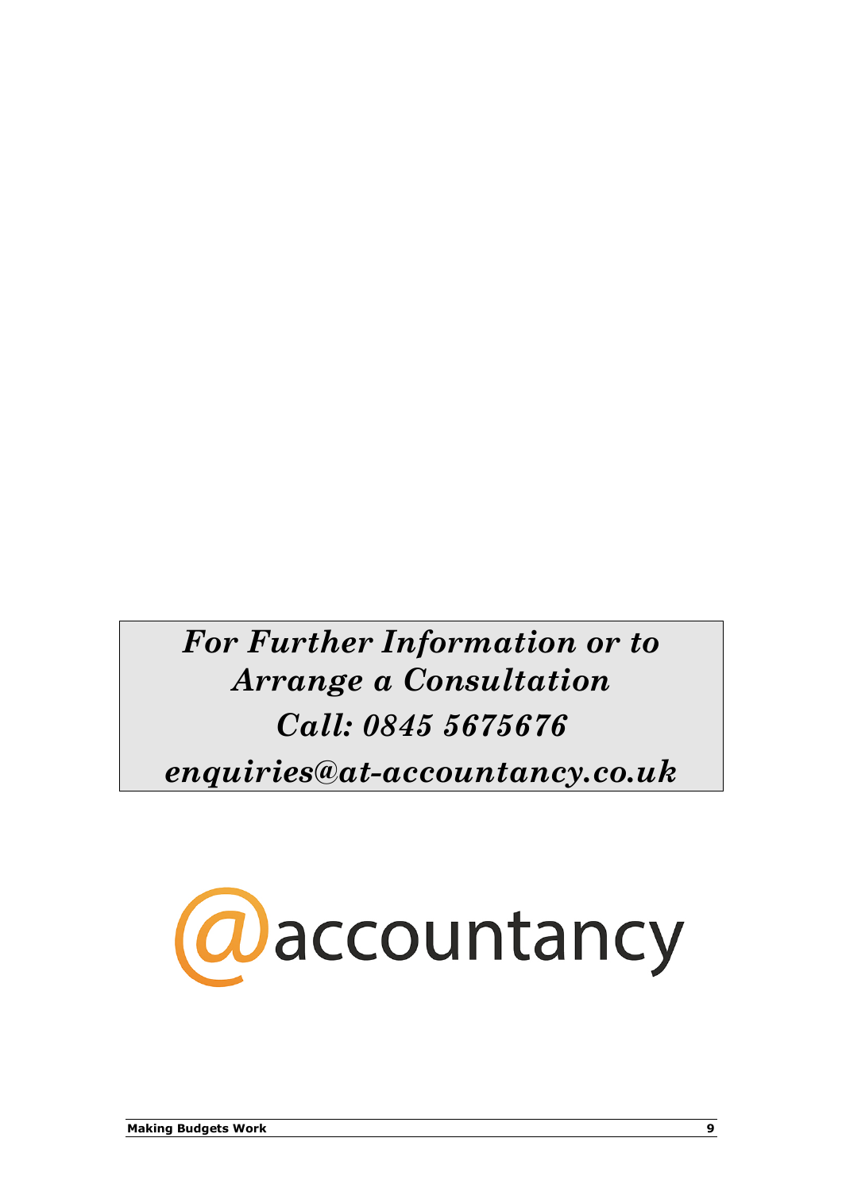***For Further Information or to Arrange a Consultation***

***Call: 0845 5675676***

***enquiries@at-accountancy.co.uk***

@accountancy